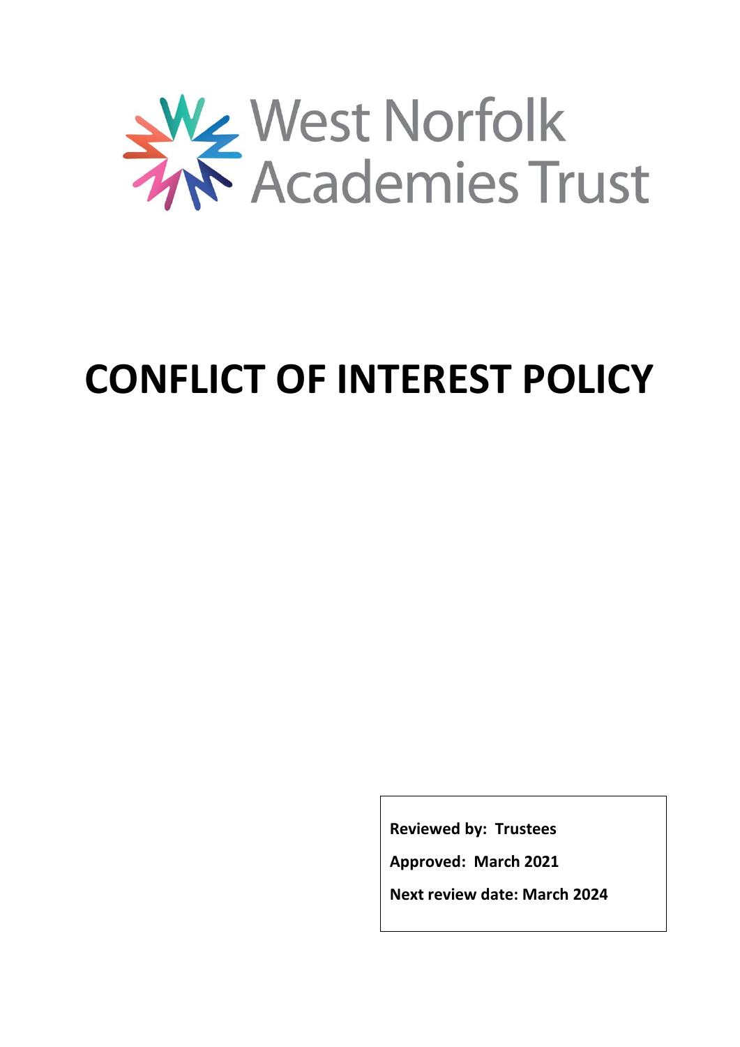West Norfolk Academies Trust

# CONFLICT OF INTEREST POLICY

**Reviewed by: Trustees**

**Approved: March 2021**

**Next review date: March 2024**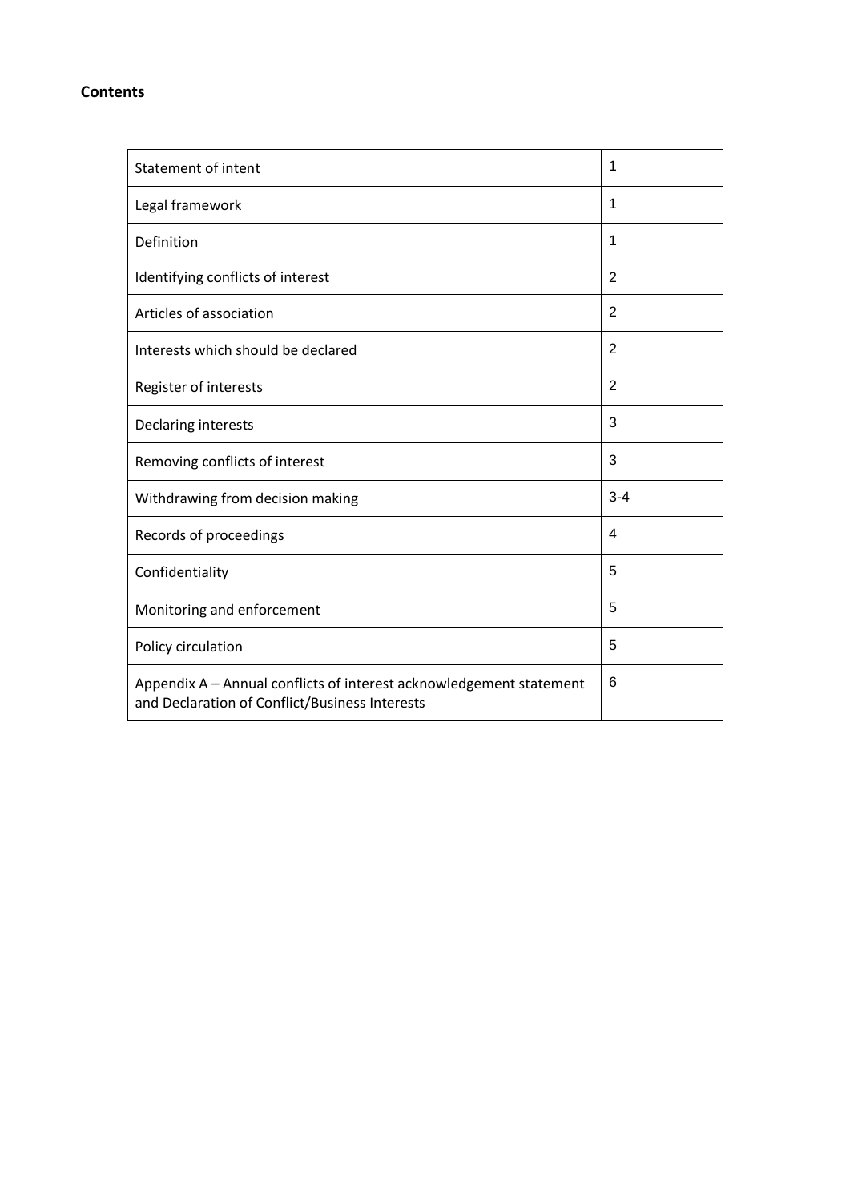**Contents**

| | |
|---|---|
| Statement of intent | 1 |
| Legal framework | 1 |
| Definition | 1 |
| Identifying conflicts of interest | 2 |
| Articles of association | 2 |
| Interests which should be declared | 2 |
| Register of interests | 2 |
| Declaring interests | 3 |
| Removing conflicts of interest | 3 |
| Withdrawing from decision making | 3-4 |
| Records of proceedings | 4 |
| Confidentiality | 5 |
| Monitoring and enforcement | 5 |
| Policy circulation | 5 |
| Appendix A – Annual conflicts of interest acknowledgement statement and Declaration of Conflict/Business Interests | 6 |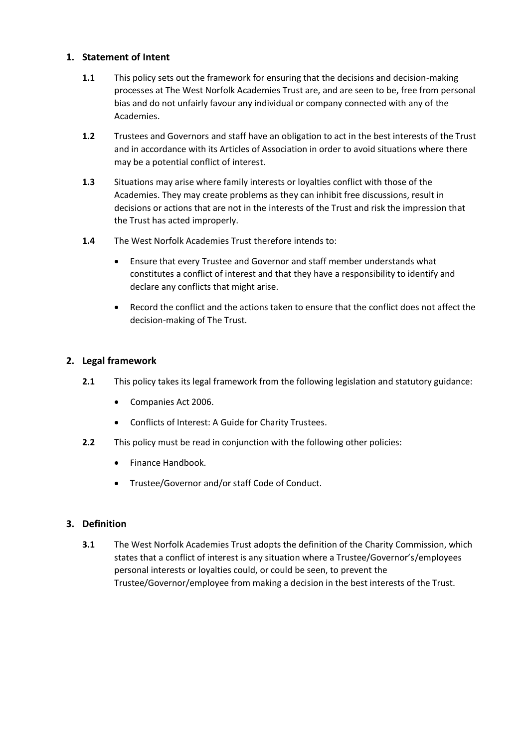## 1. Statement of Intent

**1.1** This policy sets out the framework for ensuring that the decisions and decision-making processes at The West Norfolk Academies Trust are, and are seen to be, free from personal bias and do not unfairly favour any individual or company connected with any of the Academies.

**1.2** Trustees and Governors and staff have an obligation to act in the best interests of the Trust and in accordance with its Articles of Association in order to avoid situations where there may be a potential conflict of interest.

**1.3** Situations may arise where family interests or loyalties conflict with those of the Academies. They may create problems as they can inhibit free discussions, result in decisions or actions that are not in the interests of the Trust and risk the impression that the Trust has acted improperly.

**1.4** The West Norfolk Academies Trust therefore intends to:

- Ensure that every Trustee and Governor and staff member understands what constitutes a conflict of interest and that they have a responsibility to identify and declare any conflicts that might arise.
- Record the conflict and the actions taken to ensure that the conflict does not affect the decision-making of The Trust.

## 2. Legal framework

**2.1** This policy takes its legal framework from the following legislation and statutory guidance:

- Companies Act 2006.
- Conflicts of Interest: A Guide for Charity Trustees.

**2.2** This policy must be read in conjunction with the following other policies:

- Finance Handbook.
- Trustee/Governor and/or staff Code of Conduct.

## 3. Definition

**3.1** The West Norfolk Academies Trust adopts the definition of the Charity Commission, which states that a conflict of interest is any situation where a Trustee/Governor's/employees personal interests or loyalties could, or could be seen, to prevent the Trustee/Governor/employee from making a decision in the best interests of the Trust.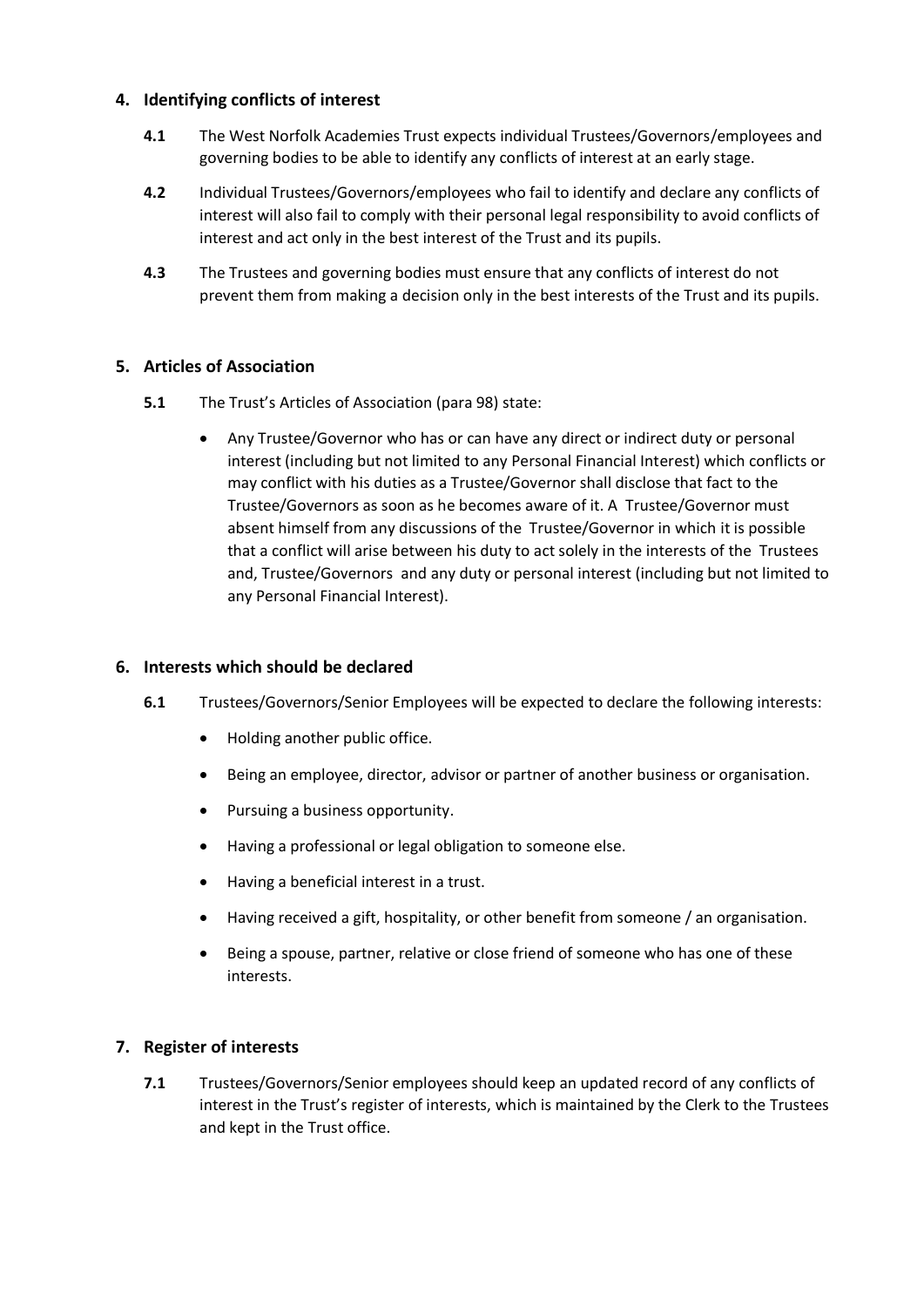## 4. Identifying conflicts of interest

**4.1** The West Norfolk Academies Trust expects individual Trustees/Governors/employees and governing bodies to be able to identify any conflicts of interest at an early stage.

**4.2** Individual Trustees/Governors/employees who fail to identify and declare any conflicts of interest will also fail to comply with their personal legal responsibility to avoid conflicts of interest and act only in the best interest of the Trust and its pupils.

**4.3** The Trustees and governing bodies must ensure that any conflicts of interest do not prevent them from making a decision only in the best interests of the Trust and its pupils.

## 5. Articles of Association

**5.1** The Trust's Articles of Association (para 98) state:

- Any Trustee/Governor who has or can have any direct or indirect duty or personal interest (including but not limited to any Personal Financial Interest) which conflicts or may conflict with his duties as a Trustee/Governor shall disclose that fact to the Trustee/Governors as soon as he becomes aware of it. A Trustee/Governor must absent himself from any discussions of the Trustee/Governor in which it is possible that a conflict will arise between his duty to act solely in the interests of the Trustees and, Trustee/Governors and any duty or personal interest (including but not limited to any Personal Financial Interest).

## 6. Interests which should be declared

**6.1** Trustees/Governors/Senior Employees will be expected to declare the following interests:

- Holding another public office.
- Being an employee, director, advisor or partner of another business or organisation.
- Pursuing a business opportunity.
- Having a professional or legal obligation to someone else.
- Having a beneficial interest in a trust.
- Having received a gift, hospitality, or other benefit from someone / an organisation.
- Being a spouse, partner, relative or close friend of someone who has one of these interests.

## 7. Register of interests

**7.1** Trustees/Governors/Senior employees should keep an updated record of any conflicts of interest in the Trust's register of interests, which is maintained by the Clerk to the Trustees and kept in the Trust office.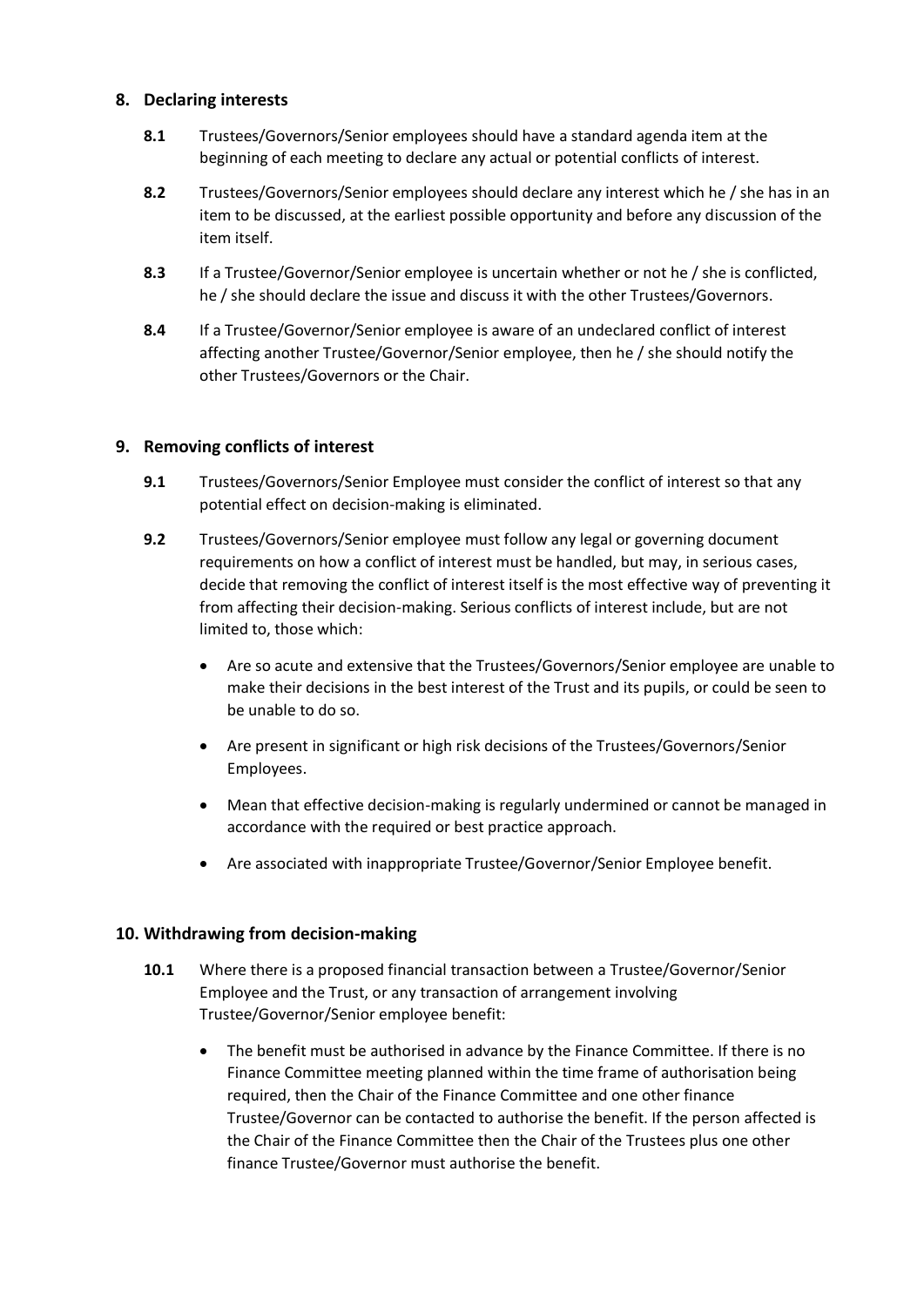## 8. Declaring interests

**8.1** Trustees/Governors/Senior employees should have a standard agenda item at the beginning of each meeting to declare any actual or potential conflicts of interest.

**8.2** Trustees/Governors/Senior employees should declare any interest which he / she has in an item to be discussed, at the earliest possible opportunity and before any discussion of the item itself.

**8.3** If a Trustee/Governor/Senior employee is uncertain whether or not he / she is conflicted, he / she should declare the issue and discuss it with the other Trustees/Governors.

**8.4** If a Trustee/Governor/Senior employee is aware of an undeclared conflict of interest affecting another Trustee/Governor/Senior employee, then he / she should notify the other Trustees/Governors or the Chair.

## 9. Removing conflicts of interest

**9.1** Trustees/Governors/Senior Employee must consider the conflict of interest so that any potential effect on decision-making is eliminated.

**9.2** Trustees/Governors/Senior employee must follow any legal or governing document requirements on how a conflict of interest must be handled, but may, in serious cases, decide that removing the conflict of interest itself is the most effective way of preventing it from affecting their decision-making. Serious conflicts of interest include, but are not limited to, those which:

- Are so acute and extensive that the Trustees/Governors/Senior employee are unable to make their decisions in the best interest of the Trust and its pupils, or could be seen to be unable to do so.
- Are present in significant or high risk decisions of the Trustees/Governors/Senior Employees.
- Mean that effective decision-making is regularly undermined or cannot be managed in accordance with the required or best practice approach.
- Are associated with inappropriate Trustee/Governor/Senior Employee benefit.

## 10. Withdrawing from decision-making

**10.1** Where there is a proposed financial transaction between a Trustee/Governor/Senior Employee and the Trust, or any transaction of arrangement involving Trustee/Governor/Senior employee benefit:

- The benefit must be authorised in advance by the Finance Committee. If there is no Finance Committee meeting planned within the time frame of authorisation being required, then the Chair of the Finance Committee and one other finance Trustee/Governor can be contacted to authorise the benefit. If the person affected is the Chair of the Finance Committee then the Chair of the Trustees plus one other finance Trustee/Governor must authorise the benefit.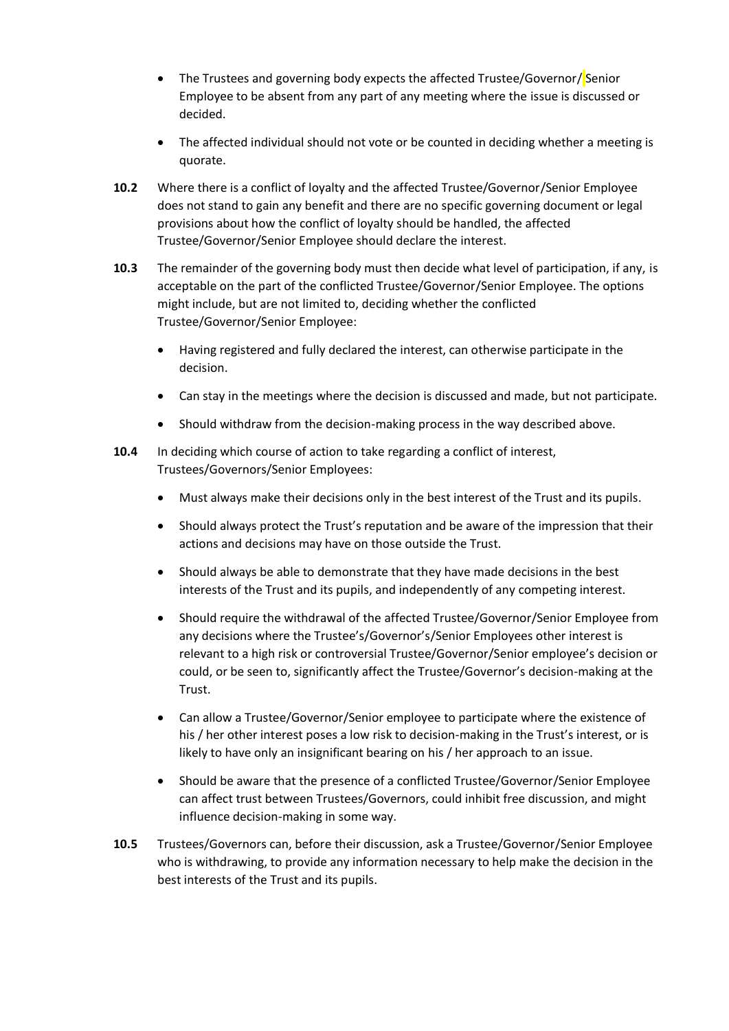- The Trustees and governing body expects the affected Trustee/Governor/ Senior Employee to be absent from any part of any meeting where the issue is discussed or decided.
- The affected individual should not vote or be counted in deciding whether a meeting is quorate.

**10.2** Where there is a conflict of loyalty and the affected Trustee/Governor/Senior Employee does not stand to gain any benefit and there are no specific governing document or legal provisions about how the conflict of loyalty should be handled, the affected Trustee/Governor/Senior Employee should declare the interest.

**10.3** The remainder of the governing body must then decide what level of participation, if any, is acceptable on the part of the conflicted Trustee/Governor/Senior Employee. The options might include, but are not limited to, deciding whether the conflicted Trustee/Governor/Senior Employee:

- Having registered and fully declared the interest, can otherwise participate in the decision.
- Can stay in the meetings where the decision is discussed and made, but not participate.
- Should withdraw from the decision-making process in the way described above.

**10.4** In deciding which course of action to take regarding a conflict of interest, Trustees/Governors/Senior Employees:

- Must always make their decisions only in the best interest of the Trust and its pupils.
- Should always protect the Trust's reputation and be aware of the impression that their actions and decisions may have on those outside the Trust.
- Should always be able to demonstrate that they have made decisions in the best interests of the Trust and its pupils, and independently of any competing interest.
- Should require the withdrawal of the affected Trustee/Governor/Senior Employee from any decisions where the Trustee's/Governor's/Senior Employees other interest is relevant to a high risk or controversial Trustee/Governor/Senior employee's decision or could, or be seen to, significantly affect the Trustee/Governor's decision-making at the Trust.
- Can allow a Trustee/Governor/Senior employee to participate where the existence of his / her other interest poses a low risk to decision-making in the Trust's interest, or is likely to have only an insignificant bearing on his / her approach to an issue.
- Should be aware that the presence of a conflicted Trustee/Governor/Senior Employee can affect trust between Trustees/Governors, could inhibit free discussion, and might influence decision-making in some way.

**10.5** Trustees/Governors can, before their discussion, ask a Trustee/Governor/Senior Employee who is withdrawing, to provide any information necessary to help make the decision in the best interests of the Trust and its pupils.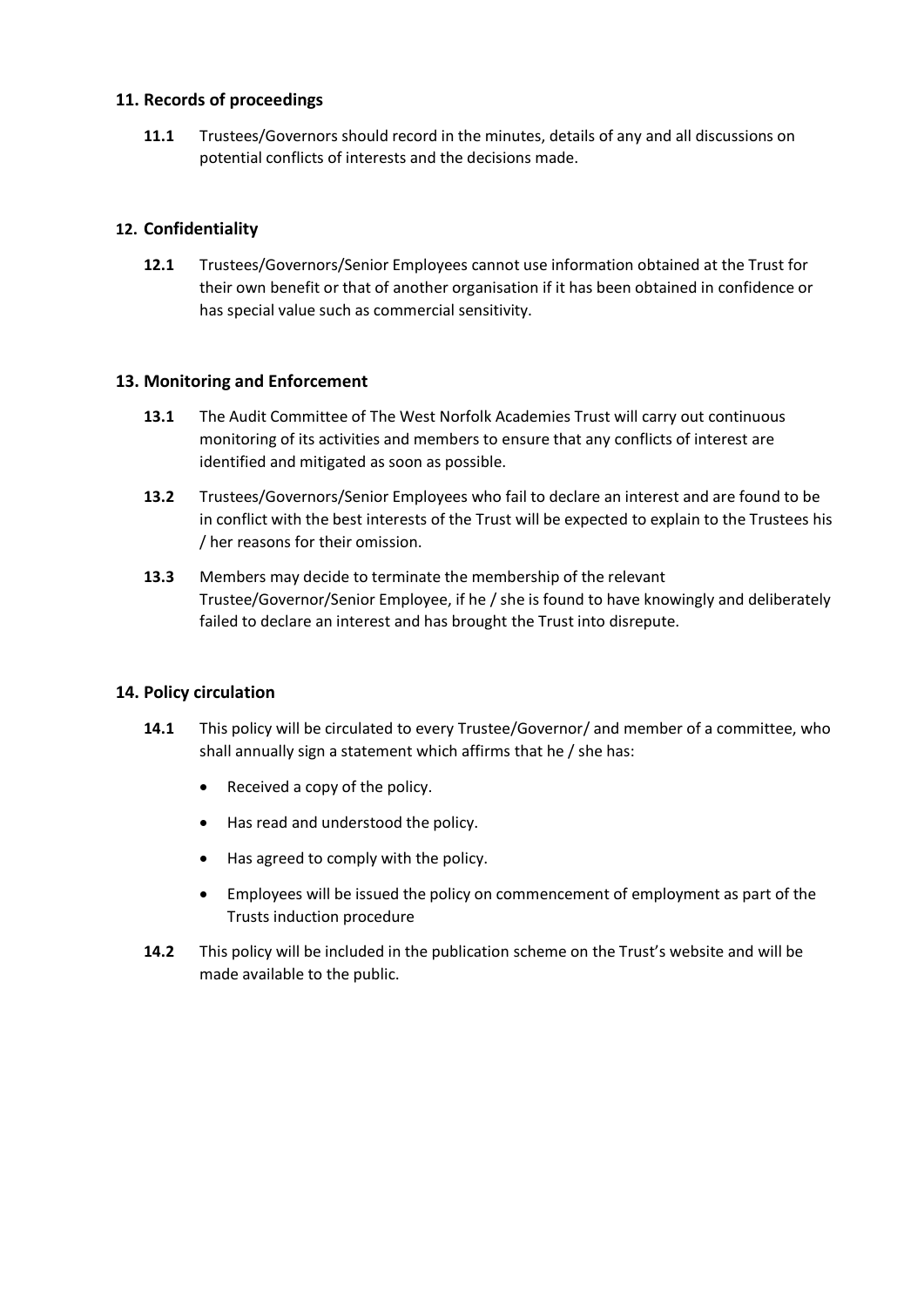## 11. Records of proceedings

**11.1** Trustees/Governors should record in the minutes, details of any and all discussions on potential conflicts of interests and the decisions made.

## 12. Confidentiality

**12.1** Trustees/Governors/Senior Employees cannot use information obtained at the Trust for their own benefit or that of another organisation if it has been obtained in confidence or has special value such as commercial sensitivity.

## 13. Monitoring and Enforcement

**13.1** The Audit Committee of The West Norfolk Academies Trust will carry out continuous monitoring of its activities and members to ensure that any conflicts of interest are identified and mitigated as soon as possible.

**13.2** Trustees/Governors/Senior Employees who fail to declare an interest and are found to be in conflict with the best interests of the Trust will be expected to explain to the Trustees his / her reasons for their omission.

**13.3** Members may decide to terminate the membership of the relevant Trustee/Governor/Senior Employee, if he / she is found to have knowingly and deliberately failed to declare an interest and has brought the Trust into disrepute.

## 14. Policy circulation

**14.1** This policy will be circulated to every Trustee/Governor/ and member of a committee, who shall annually sign a statement which affirms that he / she has:

- Received a copy of the policy.
- Has read and understood the policy.
- Has agreed to comply with the policy.
- Employees will be issued the policy on commencement of employment as part of the Trusts induction procedure

**14.2** This policy will be included in the publication scheme on the Trust's website and will be made available to the public.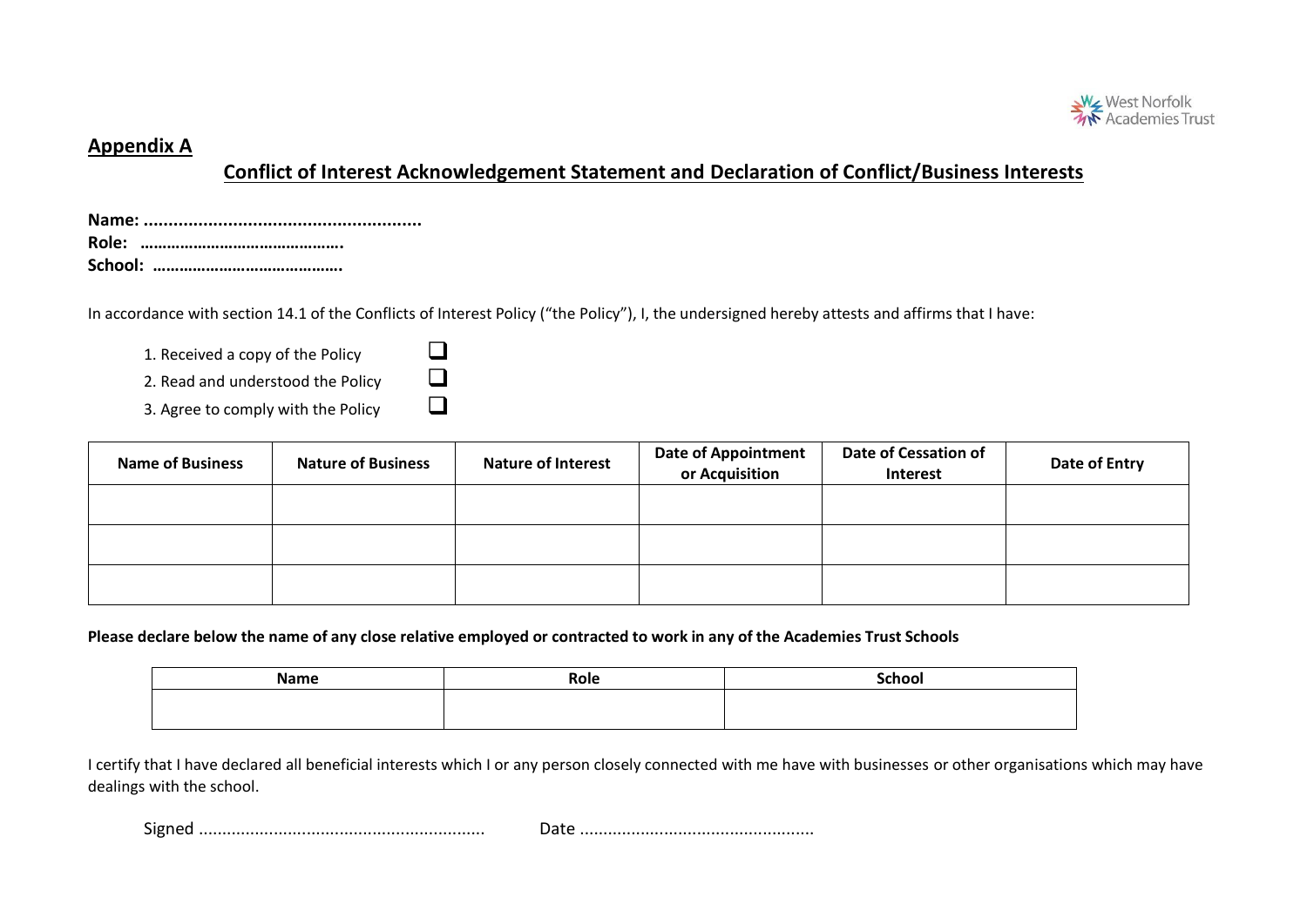## Appendix A

### Conflict of Interest Acknowledgement Statement and Declaration of Conflict/Business Interests

**Name: ........................................................**
**Role: ……………………………………….**
**School: …………………………………….**

In accordance with section 14.1 of the Conflicts of Interest Policy ("the Policy"), I, the undersigned hereby attests and affirms that I have:

1. Received a copy of the Policy ☐
2. Read and understood the Policy ☐
3. Agree to comply with the Policy ☐

| Name of Business | Nature of Business | Nature of Interest | Date of Appointment or Acquisition | Date of Cessation of Interest | Date of Entry |
|---|---|---|---|---|---|
| | | | | | |
| | | | | | |
| | | | | | |

**Please declare below the name of any close relative employed or contracted to work in any of the Academies Trust Schools**

| Name | Role | School |
|---|---|---|
| | | |

I certify that I have declared all beneficial interests which I or any person closely connected with me have with businesses or other organisations which may have dealings with the school.

Signed ............................................................. Date .................................................